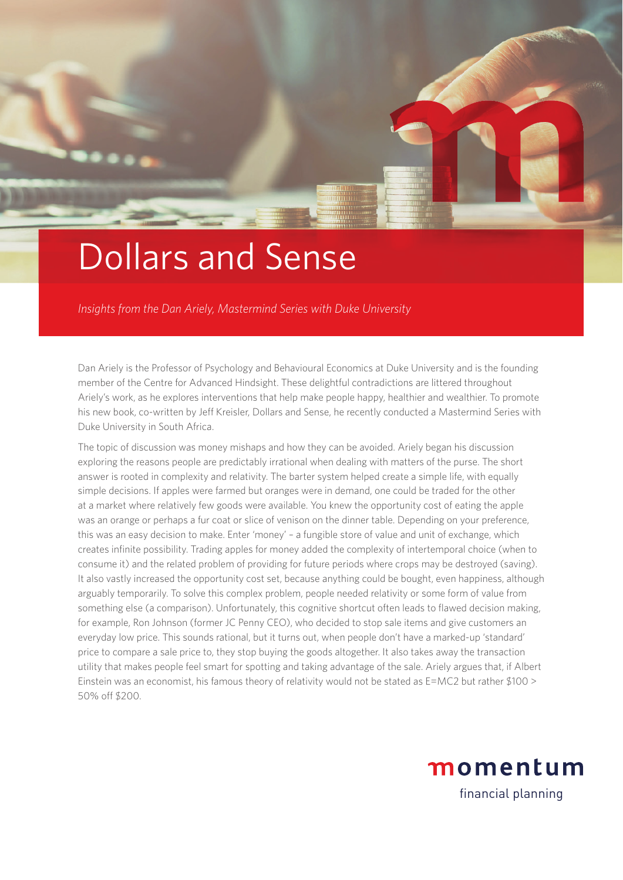# Dollars and Sense

*Insights from the Dan Ariely, Mastermind Series with Duke University*

Dan Ariely is the Professor of Psychology and Behavioural Economics at Duke University and is the founding member of the Centre for Advanced Hindsight. These delightful contradictions are littered throughout Ariely's work, as he explores interventions that help make people happy, healthier and wealthier. To promote his new book, co-written by Jeff Kreisler, Dollars and Sense, he recently conducted a Mastermind Series with Duke University in South Africa.

The topic of discussion was money mishaps and how they can be avoided. Ariely began his discussion exploring the reasons people are predictably irrational when dealing with matters of the purse. The short answer is rooted in complexity and relativity. The barter system helped create a simple life, with equally simple decisions. If apples were farmed but oranges were in demand, one could be traded for the other at a market where relatively few goods were available. You knew the opportunity cost of eating the apple was an orange or perhaps a fur coat or slice of venison on the dinner table. Depending on your preference, this was an easy decision to make. Enter 'money' – a fungible store of value and unit of exchange, which creates infinite possibility. Trading apples for money added the complexity of intertemporal choice (when to consume it) and the related problem of providing for future periods where crops may be destroyed (saving). It also vastly increased the opportunity cost set, because anything could be bought, even happiness, although arguably temporarily. To solve this complex problem, people needed relativity or some form of value from something else (a comparison). Unfortunately, this cognitive shortcut often leads to flawed decision making, for example, Ron Johnson (former JC Penny CEO), who decided to stop sale items and give customers an everyday low price. This sounds rational, but it turns out, when people don't have a marked-up 'standard' price to compare a sale price to, they stop buying the goods altogether. It also takes away the transaction utility that makes people feel smart for spotting and taking advantage of the sale. Ariely argues that, if Albert Einstein was an economist, his famous theory of relativity would not be stated as E=MC2 but rather $100 > 50% off $200.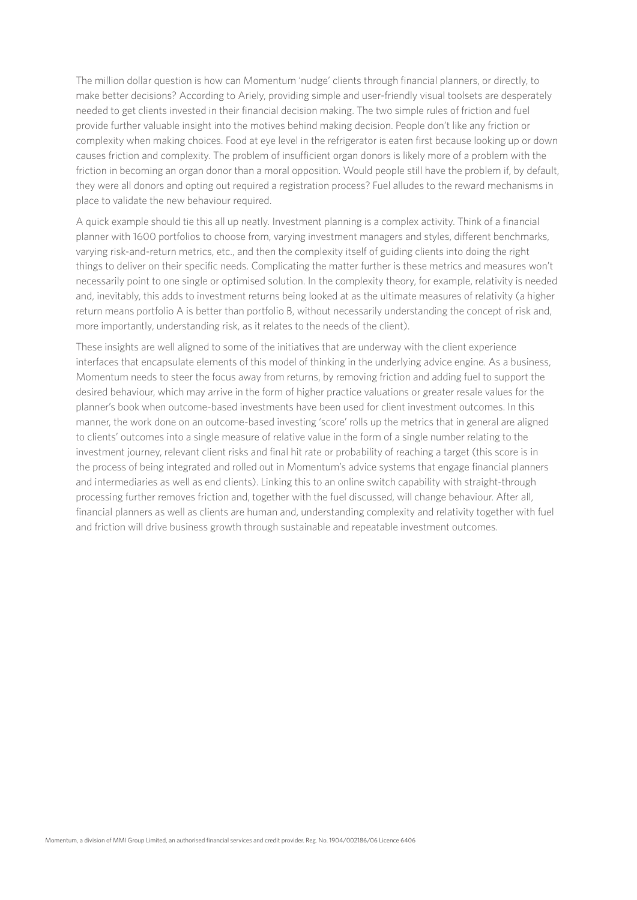The million dollar question is how can Momentum 'nudge' clients through financial planners, or directly, to make better decisions? According to Ariely, providing simple and user-friendly visual toolsets are desperately needed to get clients invested in their financial decision making. The two simple rules of friction and fuel provide further valuable insight into the motives behind making decision. People don't like any friction or complexity when making choices. Food at eye level in the refrigerator is eaten first because looking up or down causes friction and complexity. The problem of insufficient organ donors is likely more of a problem with the friction in becoming an organ donor than a moral opposition. Would people still have the problem if, by default, they were all donors and opting out required a registration process? Fuel alludes to the reward mechanisms in place to validate the new behaviour required.

A quick example should tie this all up neatly. Investment planning is a complex activity. Think of a financial planner with 1600 portfolios to choose from, varying investment managers and styles, different benchmarks, varying risk-and-return metrics, etc., and then the complexity itself of guiding clients into doing the right things to deliver on their specific needs. Complicating the matter further is these metrics and measures won't necessarily point to one single or optimised solution. In the complexity theory, for example, relativity is needed and, inevitably, this adds to investment returns being looked at as the ultimate measures of relativity (a higher return means portfolio A is better than portfolio B, without necessarily understanding the concept of risk and, more importantly, understanding risk, as it relates to the needs of the client).

These insights are well aligned to some of the initiatives that are underway with the client experience interfaces that encapsulate elements of this model of thinking in the underlying advice engine. As a business, Momentum needs to steer the focus away from returns, by removing friction and adding fuel to support the desired behaviour, which may arrive in the form of higher practice valuations or greater resale values for the planner's book when outcome-based investments have been used for client investment outcomes. In this manner, the work done on an outcome-based investing 'score' rolls up the metrics that in general are aligned to clients' outcomes into a single measure of relative value in the form of a single number relating to the investment journey, relevant client risks and final hit rate or probability of reaching a target (this score is in the process of being integrated and rolled out in Momentum's advice systems that engage financial planners and intermediaries as well as end clients). Linking this to an online switch capability with straight-through processing further removes friction and, together with the fuel discussed, will change behaviour. After all, financial planners as well as clients are human and, understanding complexity and relativity together with fuel and friction will drive business growth through sustainable and repeatable investment outcomes.

Momentum, a division of MMI Group Limited, an authorised financial services and credit provider. Reg. No. 1904/002186/06 Licence 6406